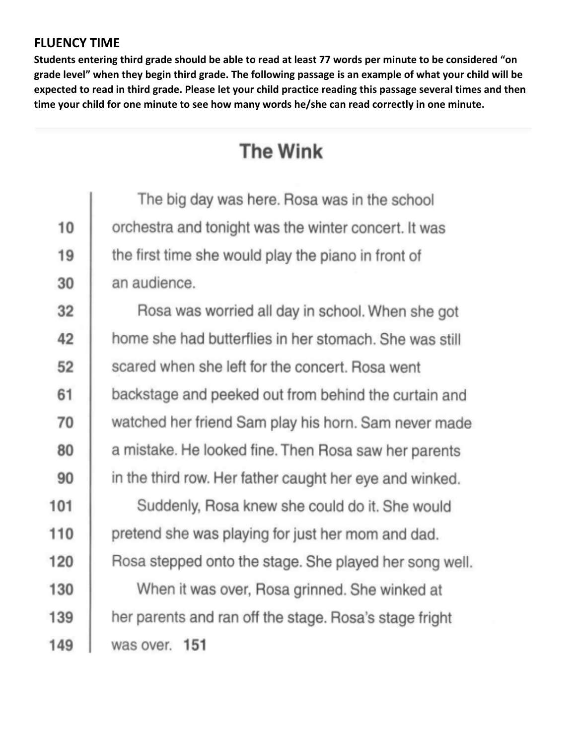**FLUENCY TIME**

**Students entering third grade should be able to read at least 77 words per minute to be considered "on grade level" when they begin third grade. The following passage is an example of what your child will be expected to read in third grade. Please let your child practice reading this passage several times and then time your child for one minute to see how many words he/she can read correctly in one minute.**

# The Wink

| | |
|---|---|
| | The big day was here. Rosa was in the school |
| 10 | orchestra and tonight was the winter concert. It was |
| 19 | the first time she would play the piano in front of |
| 30 | an audience. |
| 32 | Rosa was worried all day in school. When she got |
| 42 | home she had butterflies in her stomach. She was still |
| 52 | scared when she left for the concert. Rosa went |
| 61 | backstage and peeked out from behind the curtain and |
| 70 | watched her friend Sam play his horn. Sam never made |
| 80 | a mistake. He looked fine. Then Rosa saw her parents |
| 90 | in the third row. Her father caught her eye and winked. |
| 101 | Suddenly, Rosa knew she could do it. She would |
| 110 | pretend she was playing for just her mom and dad. |
| 120 | Rosa stepped onto the stage. She played her song well. |
| 130 | When it was over, Rosa grinned. She winked at |
| 139 | her parents and ran off the stage. Rosa's stage fright |
| 149 | was over. **151** |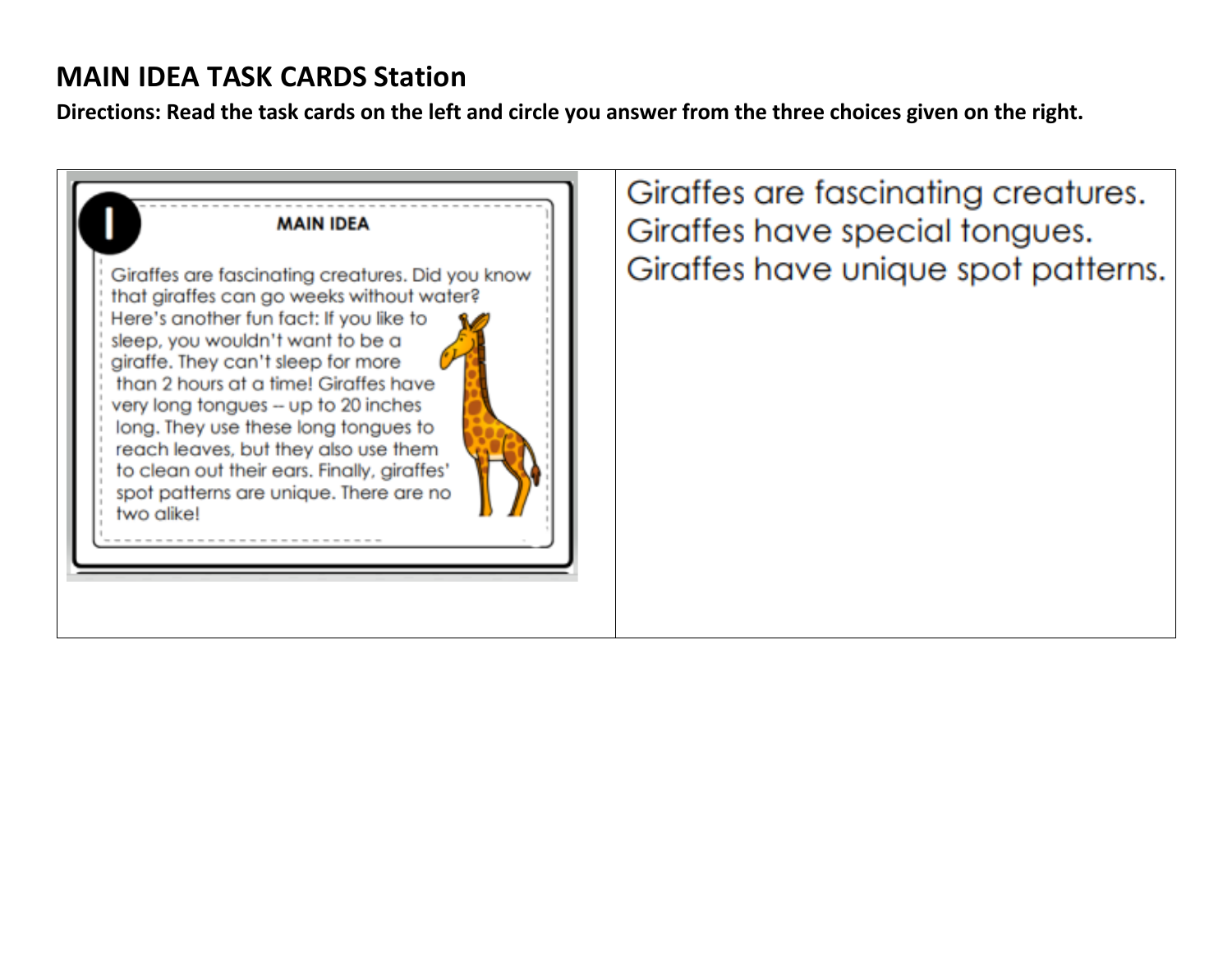## MAIN IDEA TASK CARDS Station

**Directions: Read the task cards on the left and circle you answer from the three choices given on the right.**

| 1 **MAIN IDEA** Giraffes are fascinating creatures. Did you know that giraffes can go weeks without water? Here's another fun fact: If you like to sleep, you wouldn't want to be a giraffe. They can't sleep for more than 2 hours at a time! Giraffes have very long tongues -- up to 20 inches long. They use these long tongues to reach leaves, but they also use them to clean out their ears. Finally, giraffes' spot patterns are unique. There are no two alike! | Giraffes are fascinating creatures.<br>Giraffes have special tongues.<br>Giraffes have unique spot patterns. |
|---|---|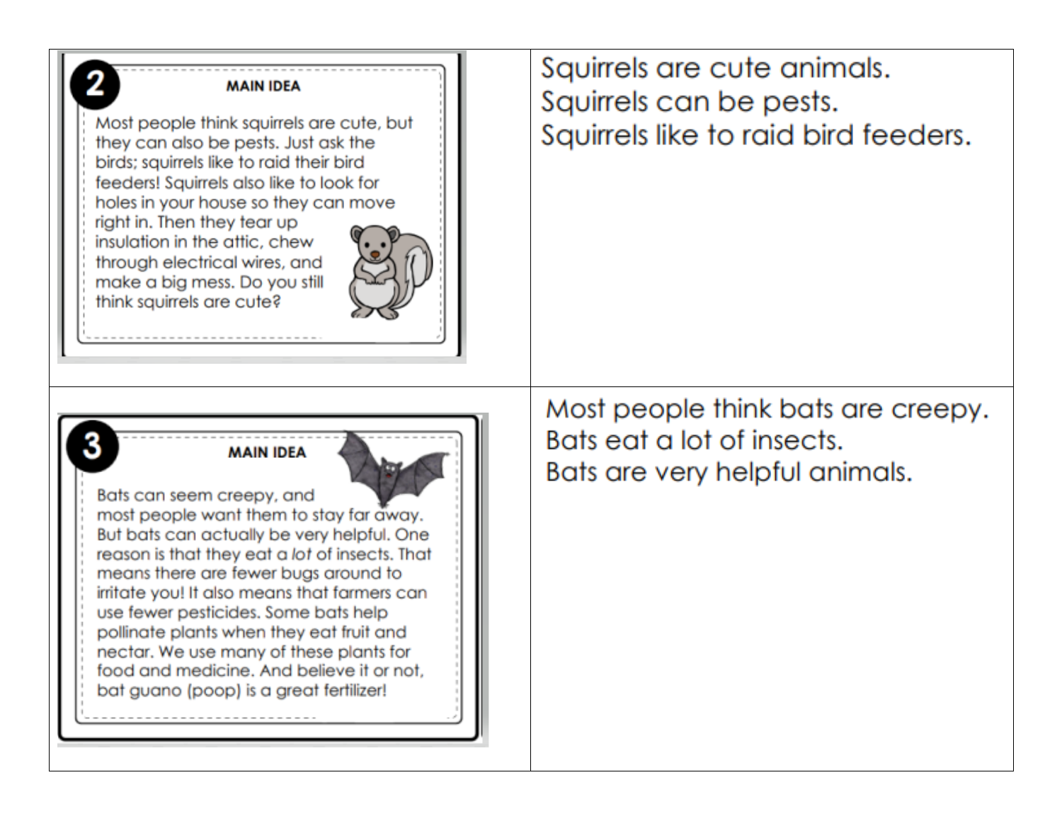| | |
|---|---|
| **2** **MAIN IDEA**<br>Most people think squirrels are cute, but they can also be pests. Just ask the birds; squirrels like to raid their bird feeders! Squirrels also like to look for holes in your house so they can move right in. Then they tear up insulation in the attic, chew through electrical wires, and make a big mess. Do you still think squirrels are cute? | Squirrels are cute animals.<br>Squirrels can be pests.<br>Squirrels like to raid bird feeders. |
| **3** **MAIN IDEA**<br>Bats can seem creepy, and most people want them to stay far away. But bats can actually be very helpful. One reason is that they eat a *lot* of insects. That means there are fewer bugs around to irritate you! It also means that farmers can use fewer pesticides. Some bats help pollinate plants when they eat fruit and nectar. We use many of these plants for food and medicine. And believe it or not, bat guano (poop) is a great fertilizer! | Most people think bats are creepy.<br>Bats eat a lot of insects.<br>Bats are very helpful animals. |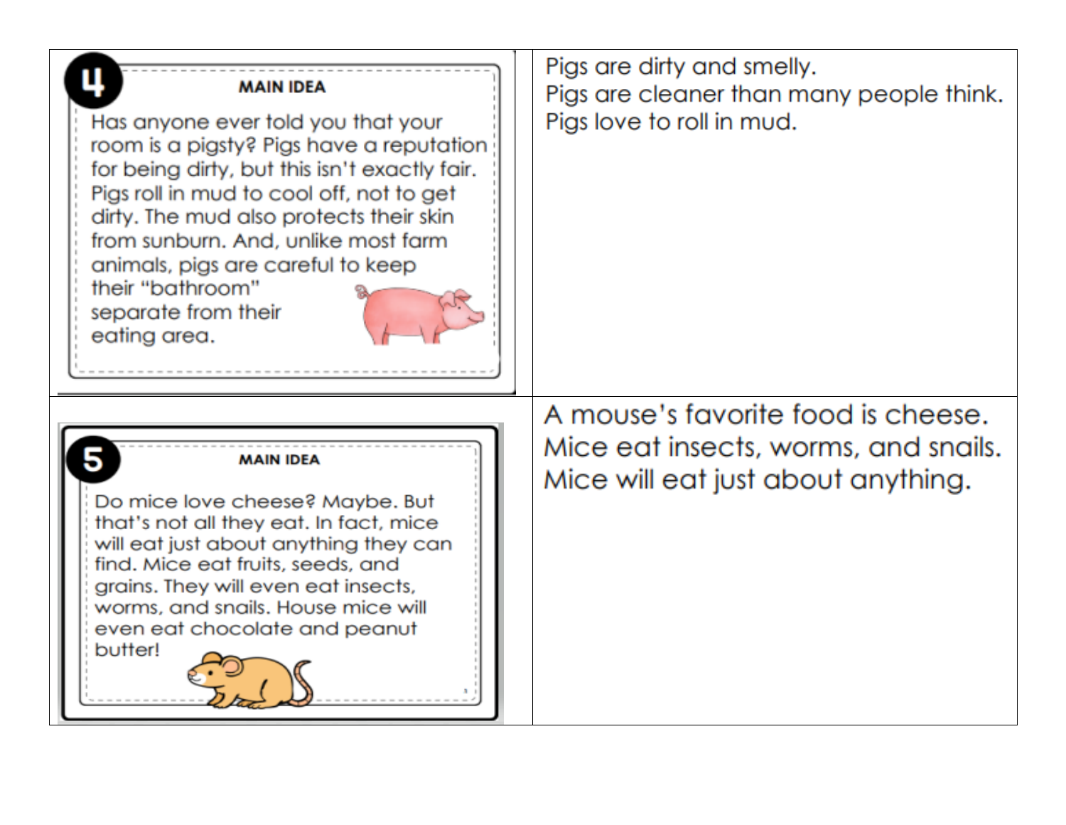| Passage | Choices |
| --- | --- |
| **4** **MAIN IDEA**<br>Has anyone ever told you that your room is a pigsty? Pigs have a reputation for being dirty, but this isn't exactly fair. Pigs roll in mud to cool off, not to get dirty. The mud also protects their skin from sunburn. And, unlike most farm animals, pigs are careful to keep their "bathroom" separate from their eating area. | Pigs are dirty and smelly.<br>Pigs are cleaner than many people think.<br>Pigs love to roll in mud. |
| **5** **MAIN IDEA**<br>Do mice love cheese? Maybe. But that's not all they eat. In fact, mice will eat just about anything they can find. Mice eat fruits, seeds, and grains. They will even eat insects, worms, and snails. House mice will even eat chocolate and peanut butter! | A mouse's favorite food is cheese.<br>Mice eat insects, worms, and snails.<br>Mice will eat just about anything. |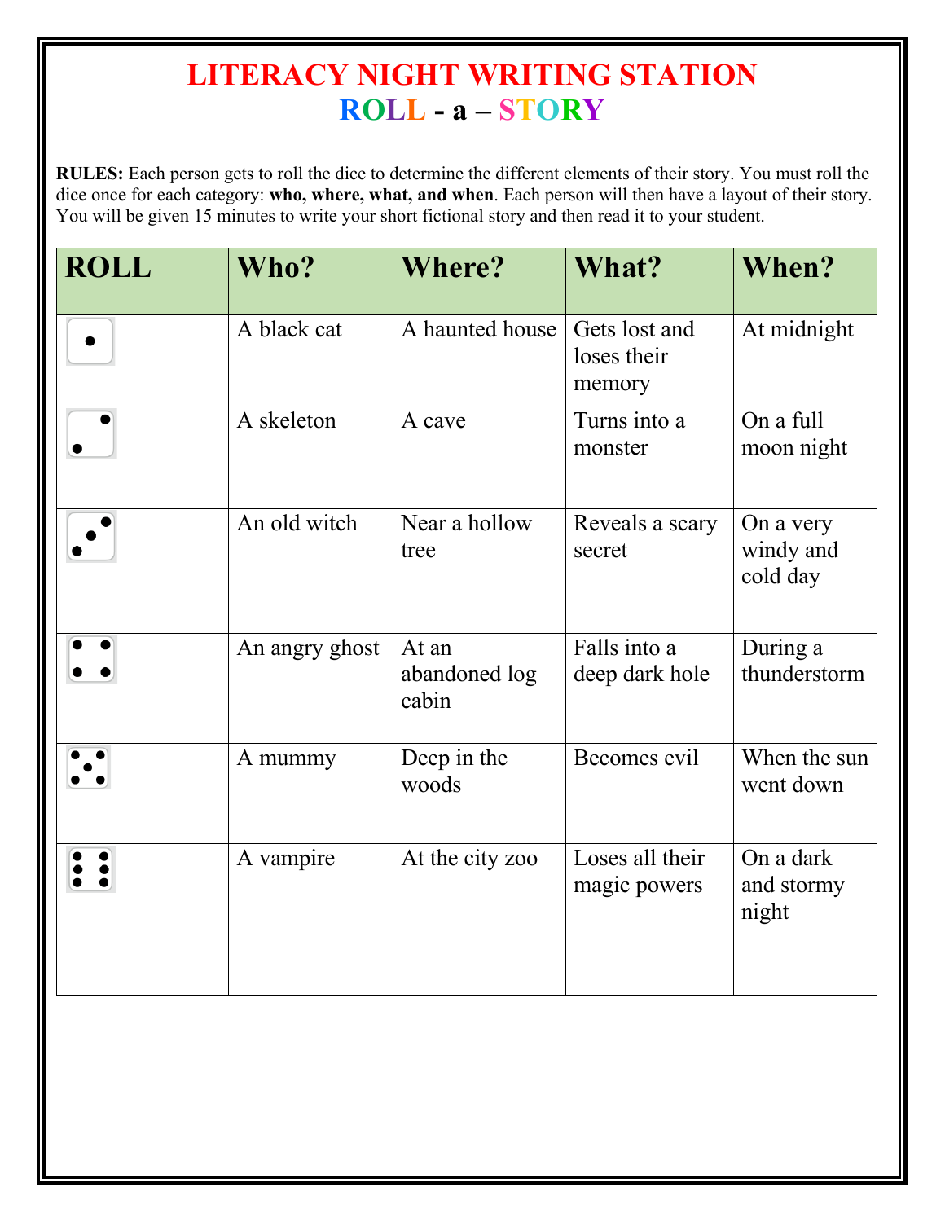# LITERACY NIGHT WRITING STATION

## ROLL - a – STORY

**RULES:** Each person gets to roll the dice to determine the different elements of their story. You must roll the dice once for each category: **who, where, what, and when**. Each person will then have a layout of their story. You will be given 15 minutes to write your short fictional story and then read it to your student.

| ROLL | Who? | Where? | What? | When? |
|---|---|---|---|---|
| 1 | A black cat | A haunted house | Gets lost and loses their memory | At midnight |
| 2 | A skeleton | A cave | Turns into a monster | On a full moon night |
| 3 | An old witch | Near a hollow tree | Reveals a scary secret | On a very windy and cold day |
| 4 | An angry ghost | At an abandoned log cabin | Falls into a deep dark hole | During a thunderstorm |
| 5 | A mummy | Deep in the woods | Becomes evil | When the sun went down |
| 6 | A vampire | At the city zoo | Loses all their magic powers | On a dark and stormy night |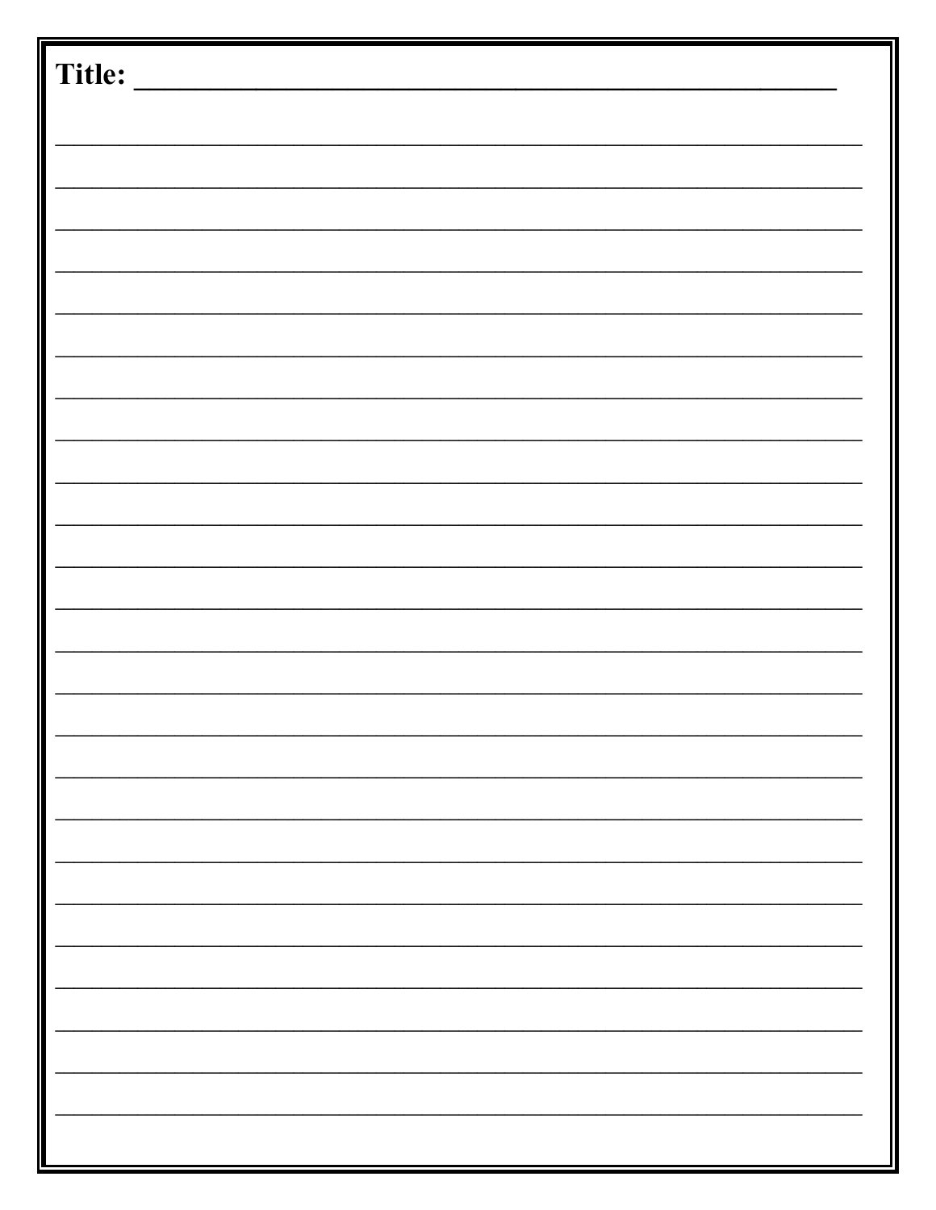**Title:** ________________________________________________

________________________________________________________________

________________________________________________________________

________________________________________________________________

________________________________________________________________

________________________________________________________________

________________________________________________________________

________________________________________________________________

________________________________________________________________

________________________________________________________________

________________________________________________________________

________________________________________________________________

________________________________________________________________

________________________________________________________________

________________________________________________________________

________________________________________________________________

________________________________________________________________

________________________________________________________________

________________________________________________________________

________________________________________________________________

________________________________________________________________

________________________________________________________________

________________________________________________________________

________________________________________________________________

________________________________________________________________